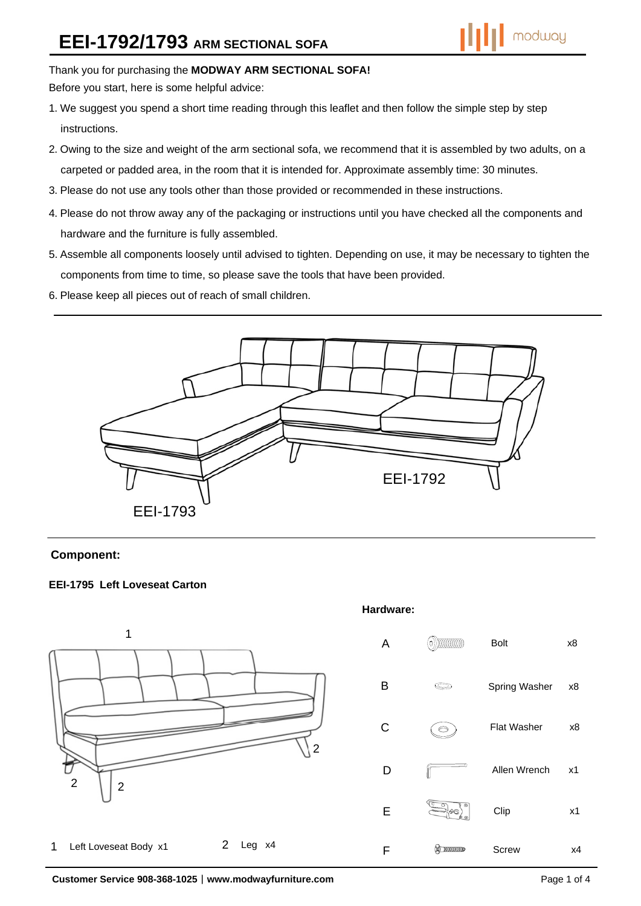# EEI-1792/1793 ARM SECTIONAL SOFA

Thank you for purchasing the **MODWAY ARM SECTIONAL SOFA!**

Before you start, here is some helpful advice:

1. We suggest you spend a short time reading through this leaflet and then follow the simple step by step instructions.
2. Owing to the size and weight of the arm sectional sofa, we recommend that it is assembled by two adults, on a carpeted or padded area, in the room that it is intended for. Approximate assembly time: 30 minutes.
3. Please do not use any tools other than those provided or recommended in these instructions.
4. Please do not throw away any of the packaging or instructions until you have checked all the components and hardware and the furniture is fully assembled.
5. Assemble all components loosely until advised to tighten. Depending on use, it may be necessary to tighten the components from time to time, so please save the tools that have been provided.
6. Please keep all pieces out of reach of small children.

EEI-1792

EEI-1793

## Component:

### EEI-1795 Left Loveseat Carton

1 Left Loveseat Body x1

2 Leg x4

**Hardware:**

| | Item | Qty |
|---|---|---|
| A | Bolt | x8 |
| B | Spring Washer | x8 |
| C | Flat Washer | x8 |
| D | Allen Wrench | x1 |
| E | Clip | x1 |
| F | Screw | x4 |

**Customer Service 908-368-1025** | **www.modwayfurniture.com**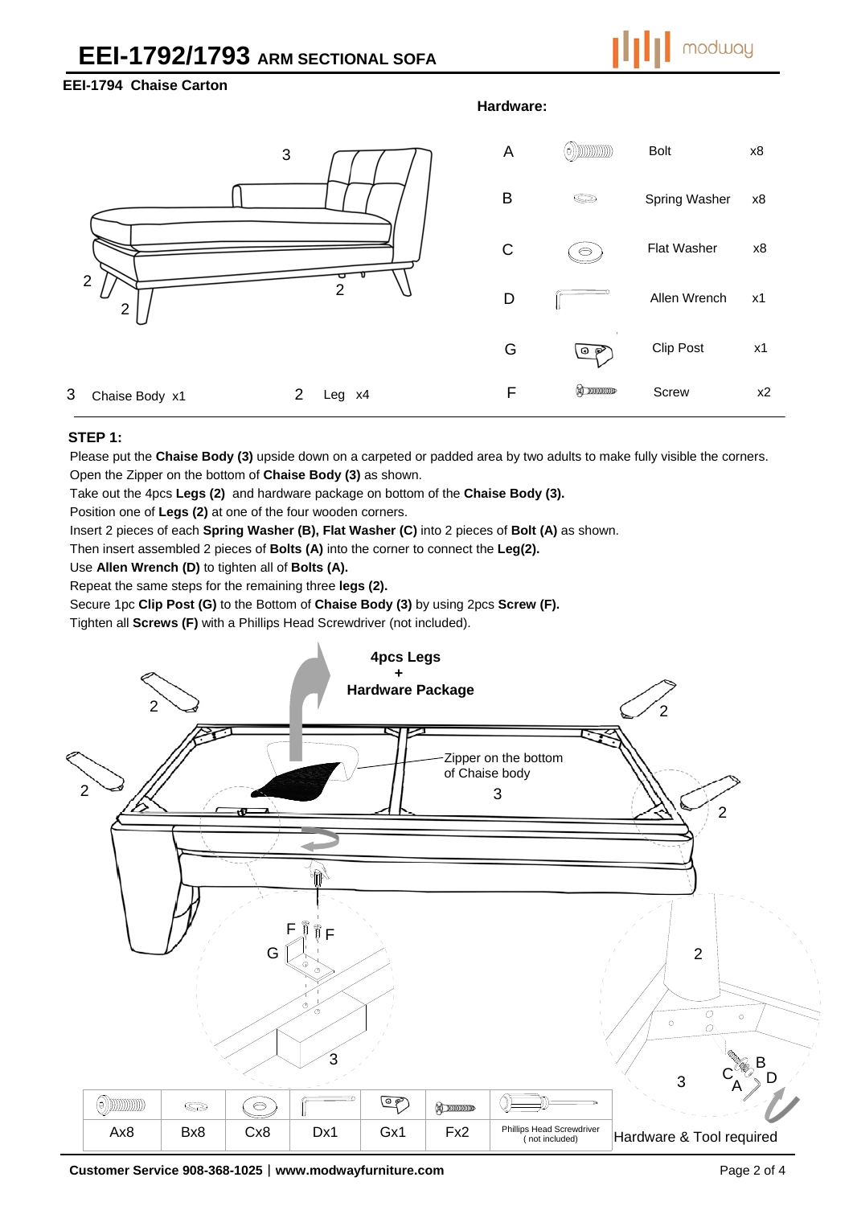# EEI-1792/1793 ARM SECTIONAL SOFA

## EEI-1794 Chaise Carton

3 Chaise Body x1

2 Leg x4

**Hardware:**

| | | | |
|---|---|---|---|
| A | | Bolt | x8 |
| B | | Spring Washer | x8 |
| C | | Flat Washer | x8 |
| D | | Allen Wrench | x1 |
| G | | Clip Post | x1 |
| F | | Screw | x2 |

### STEP 1:

Please put the **Chaise Body (3)** upside down on a carpeted or padded area by two adults to make fully visible the corners.
Open the Zipper on the bottom of **Chaise Body (3)** as shown.
Take out the 4pcs **Legs (2)** and hardware package on bottom of the **Chaise Body (3).**
Position one of **Legs (2)** at one of the four wooden corners.
Insert 2 pieces of each **Spring Washer (B), Flat Washer (C)** into 2 pieces of **Bolt (A)** as shown.
Then insert assembled 2 pieces of **Bolts (A)** into the corner to connect the **Leg(2).**
Use **Allen Wrench (D)** to tighten all of **Bolts (A).**
Repeat the same steps for the remaining three **legs (2).**
Secure 1pc **Clip Post (G)** to the Bottom of **Chaise Body (3)** by using 2pcs **Screw (F).**
Tighten all **Screws (F)** with a Phillips Head Screwdriver (not included).

**4pcs Legs + Hardware Package**

Zipper on the bottom of Chaise body

| Ax8 | Bx8 | Cx8 | Dx1 | Gx1 | Fx2 | Phillips Head Screwdriver (not included) |
|---|---|---|---|---|---|---|

Hardware & Tool required

Customer Service 908-368-1025 | www.modwayfurniture.com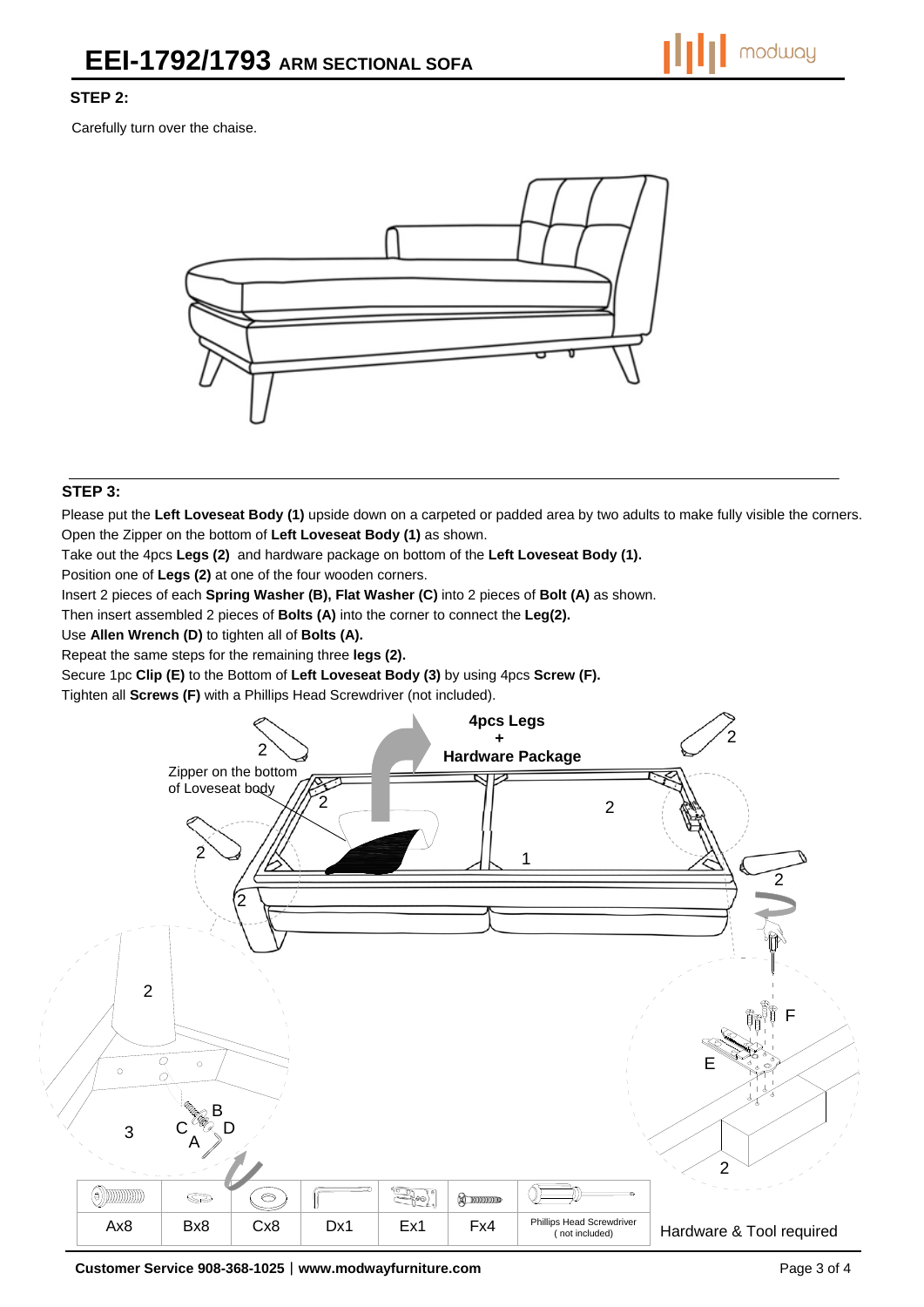# EEI-1792/1793 ARM SECTIONAL SOFA

### STEP 2:

Carefully turn over the chaise.

### STEP 3:

Please put the **Left Loveseat Body (1)** upside down on a carpeted or padded area by two adults to make fully visible the corners.
Open the Zipper on the bottom of **Left Loveseat Body (1)** as shown.
Take out the 4pcs **Legs (2)** and hardware package on bottom of the **Left Loveseat Body (1).**
Position one of **Legs (2)** at one of the four wooden corners.
Insert 2 pieces of each **Spring Washer (B), Flat Washer (C)** into 2 pieces of **Bolt (A)** as shown.
Then insert assembled 2 pieces of **Bolts (A)** into the corner to connect the **Leg(2).**
Use **Allen Wrench (D)** to tighten all of **Bolts (A).**
Repeat the same steps for the remaining three **legs (2).**
Secure 1pc **Clip (E)** to the Bottom of **Left Loveseat Body (3)** by using 4pcs **Screw (F).**
Tighten all **Screws (F)** with a Phillips Head Screwdriver (not included).

**4pcs Legs + Hardware Package**

Zipper on the bottom of Loveseat body

| Ax8 | Bx8 | Cx8 | Dx1 | Ex1 | Fx4 | Phillips Head Screwdriver (not included) |
|---|---|---|---|---|---|---|

Hardware & Tool required

Customer Service 908-368-1025 | www.modwayfurniture.com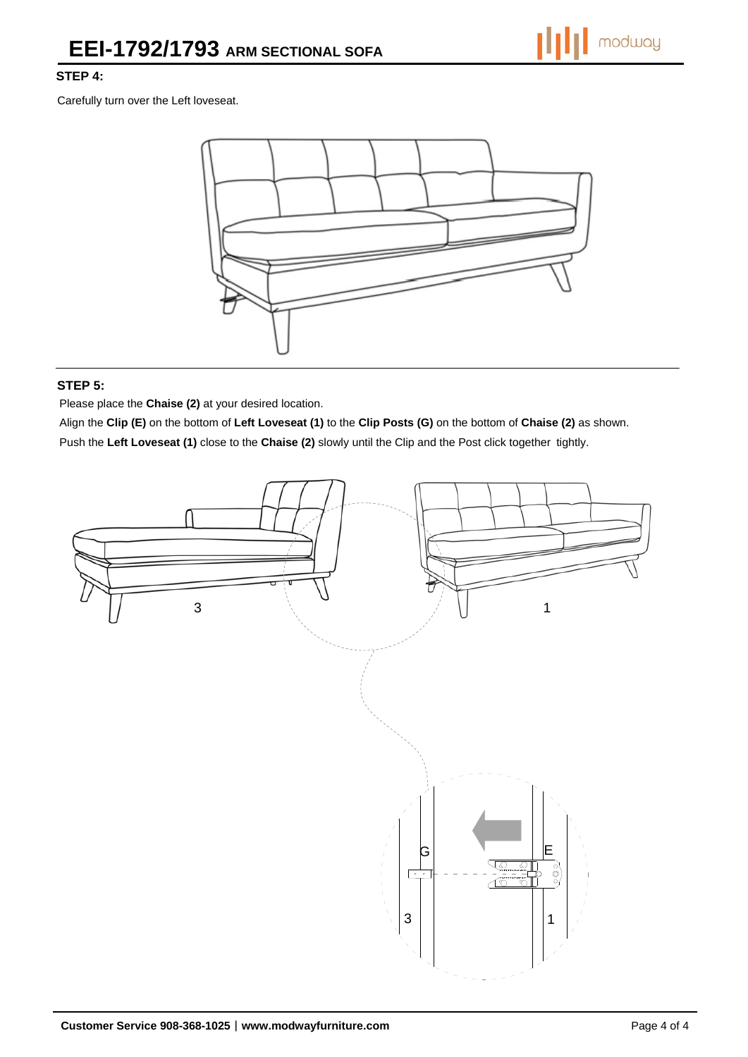# EEI-1792/1793 ARM SECTIONAL SOFA

### STEP 4:

Carefully turn over the Left loveseat.

### STEP 5:

Please place the **Chaise (2)** at your desired location.

Align the **Clip (E)** on the bottom of **Left Loveseat (1)** to the **Clip Posts (G)** on the bottom of **Chaise (2)** as shown.

Push the **Left Loveseat (1)** close to the **Chaise (2)** slowly until the Clip and the Post click together tightly.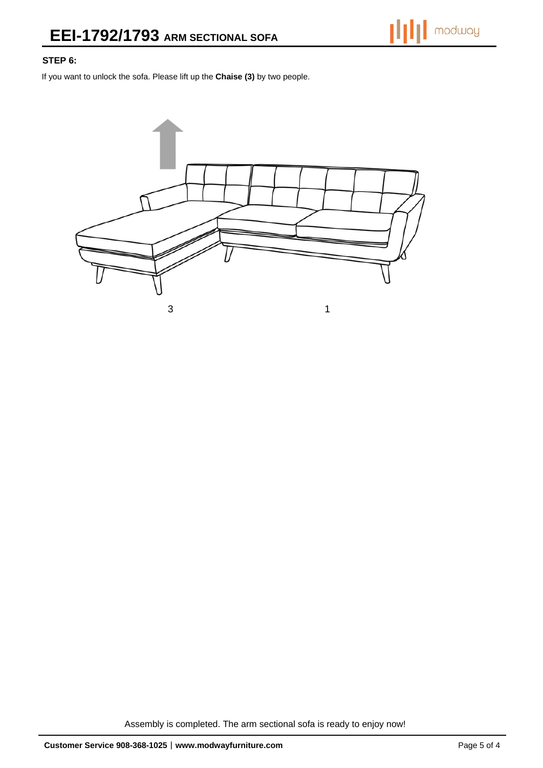### STEP 6:

If you want to unlock the sofa. Please lift up the **Chaise (3)** by two people.

3

1

Assembly is completed. The arm sectional sofa is ready to enjoy now!